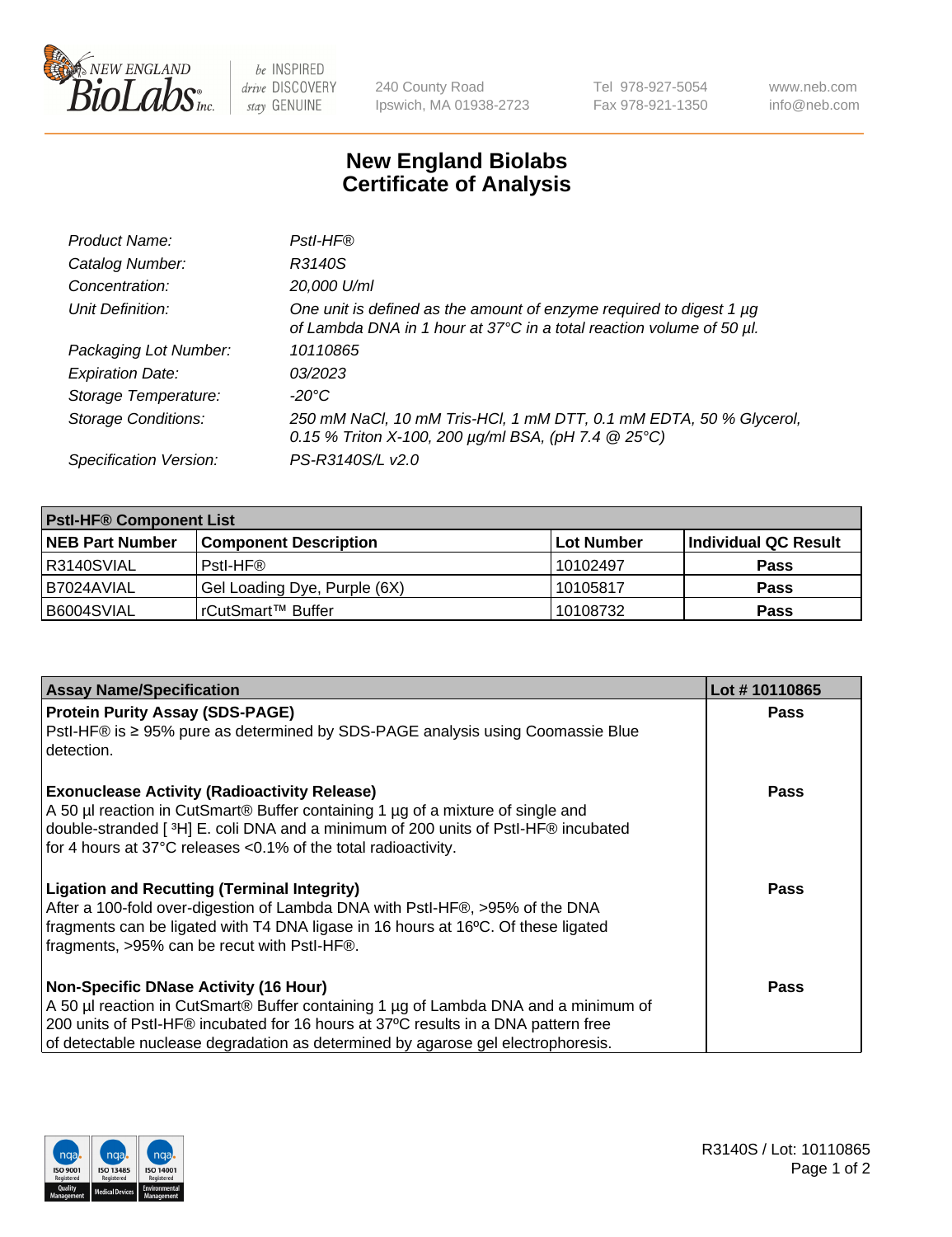240 County Road
Ipswich, MA 01938-2723

Tel 978-927-5054
Fax 978-921-1350

www.neb.com
info@neb.com

# New England Biolabs
# Certificate of Analysis

| | |
|---|---|
| *Product Name:* | *PstI-HF®* |
| *Catalog Number:* | *R3140S* |
| *Concentration:* | *20,000 U/ml* |
| *Unit Definition:* | *One unit is defined as the amount of enzyme required to digest 1 µg of Lambda DNA in 1 hour at 37°C in a total reaction volume of 50 µl.* |
| *Packaging Lot Number:* | *10110865* |
| *Expiration Date:* | *03/2023* |
| *Storage Temperature:* | *-20°C* |
| *Storage Conditions:* | *250 mM NaCl, 10 mM Tris-HCl, 1 mM DTT, 0.1 mM EDTA, 50 % Glycerol, 0.15 % Triton X-100, 200 µg/ml BSA, (pH 7.4 @ 25°C)* |
| *Specification Version:* | *PS-R3140S/L v2.0* |

| **PstI-HF® Component List** | | | |
|---|---|---|---|
| **NEB Part Number** | **Component Description** | **Lot Number** | **Individual QC Result** |
| R3140SVIAL | PstI-HF® | 10102497 | **Pass** |
| B7024AVIAL | Gel Loading Dye, Purple (6X) | 10105817 | **Pass** |
| B6004SVIAL | rCutSmart™ Buffer | 10108732 | **Pass** |

| **Assay Name/Specification** | **Lot # 10110865** |
|---|---|
| **Protein Purity Assay (SDS-PAGE)**<br>PstI-HF® is ≥ 95% pure as determined by SDS-PAGE analysis using Coomassie Blue detection. | **Pass** |
| **Exonuclease Activity (Radioactivity Release)**<br>A 50 µl reaction in CutSmart® Buffer containing 1 µg of a mixture of single and double-stranded [ $^{3}$H] E. coli DNA and a minimum of 200 units of PstI-HF® incubated for 4 hours at 37°C releases <0.1% of the total radioactivity. | **Pass** |
| **Ligation and Recutting (Terminal Integrity)**<br>After a 100-fold over-digestion of Lambda DNA with PstI-HF®, >95% of the DNA fragments can be ligated with T4 DNA ligase in 16 hours at 16ºC. Of these ligated fragments, >95% can be recut with PstI-HF®. | **Pass** |
| **Non-Specific DNase Activity (16 Hour)**<br>A 50 µl reaction in CutSmart® Buffer containing 1 µg of Lambda DNA and a minimum of 200 units of PstI-HF® incubated for 16 hours at 37ºC results in a DNA pattern free of detectable nuclease degradation as determined by agarose gel electrophoresis. | **Pass** |

R3140S / Lot: 10110865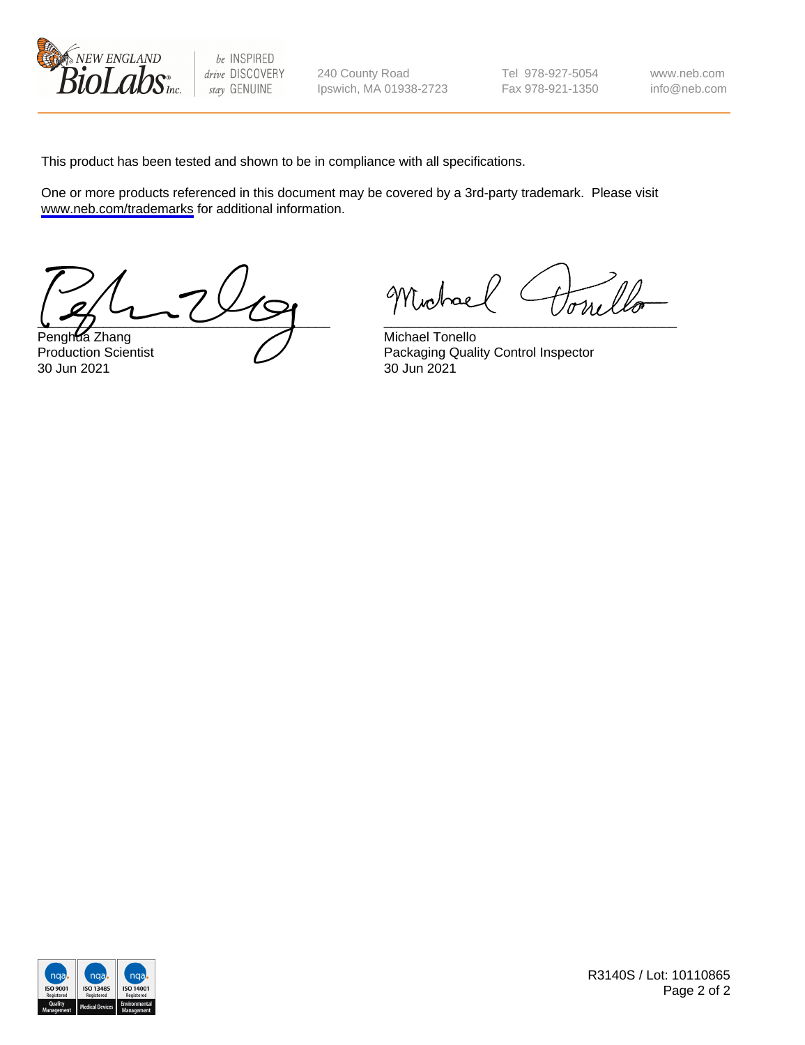This product has been tested and shown to be in compliance with all specifications.

One or more products referenced in this document may be covered by a 3rd-party trademark. Please visit www.neb.com/trademarks for additional information.

Penghua Zhang
Production Scientist
30 Jun 2021

Michael Tonello
Packaging Quality Control Inspector
30 Jun 2021

R3140S / Lot: 10110865